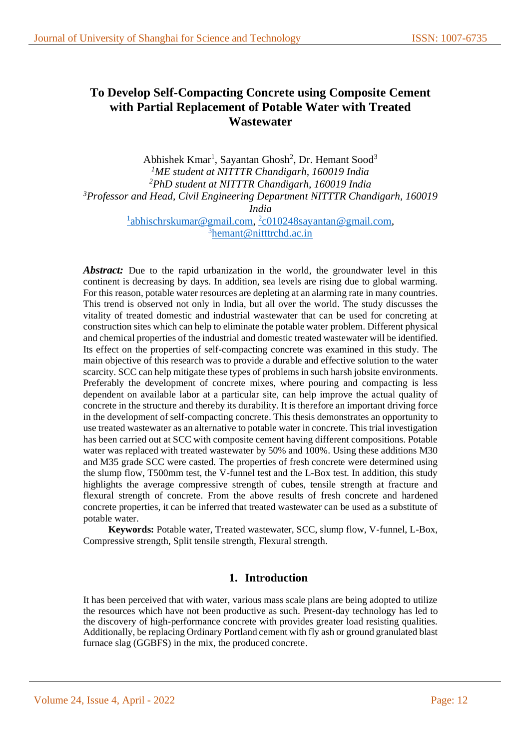# To Develop Self-Compacting Concrete using Composite Cement with Partial Replacement of Potable Water with Treated Wastewater

Abhishek Kmar[1], Sayantan Ghosh[2], Dr. Hemant Sood[3]

[1]*ME student at NITTTR Chandigarh, 160019 India*

[2]*PhD student at NITTTR Chandigarh, 160019 India*

[3]*Professor and Head, Civil Engineering Department NITTTR Chandigarh, 160019 India*

[1]abhischrskumar@gmail.com, [2]c010248sayantan@gmail.com, [3]hemant@nitttrchd.ac.in

***Abstract:*** Due to the rapid urbanization in the world, the groundwater level in this continent is decreasing by days. In addition, sea levels are rising due to global warming. For this reason, potable water resources are depleting at an alarming rate in many countries. This trend is observed not only in India, but all over the world. The study discusses the vitality of treated domestic and industrial wastewater that can be used for concreting at construction sites which can help to eliminate the potable water problem. Different physical and chemical properties of the industrial and domestic treated wastewater will be identified. Its effect on the properties of self-compacting concrete was examined in this study. The main objective of this research was to provide a durable and effective solution to the water scarcity. SCC can help mitigate these types of problems in such harsh jobsite environments. Preferably the development of concrete mixes, where pouring and compacting is less dependent on available labor at a particular site, can help improve the actual quality of concrete in the structure and thereby its durability. It is therefore an important driving force in the development of self-compacting concrete. This thesis demonstrates an opportunity to use treated wastewater as an alternative to potable water in concrete. This trial investigation has been carried out at SCC with composite cement having different compositions. Potable water was replaced with treated wastewater by 50% and 100%. Using these additions M30 and M35 grade SCC were casted. The properties of fresh concrete were determined using the slump flow, T500mm test, the V-funnel test and the L-Box test. In addition, this study highlights the average compressive strength of cubes, tensile strength at fracture and flexural strength of concrete. From the above results of fresh concrete and hardened concrete properties, it can be inferred that treated wastewater can be used as a substitute of potable water.

**Keywords:** Potable water, Treated wastewater, SCC, slump flow, V-funnel, L-Box, Compressive strength, Split tensile strength, Flexural strength.

## 1. Introduction

It has been perceived that with water, various mass scale plans are being adopted to utilize the resources which have not been productive as such. Present-day technology has led to the discovery of high-performance concrete with provides greater load resisting qualities. Additionally, be replacing Ordinary Portland cement with fly ash or ground granulated blast furnace slag (GGBFS) in the mix, the produced concrete.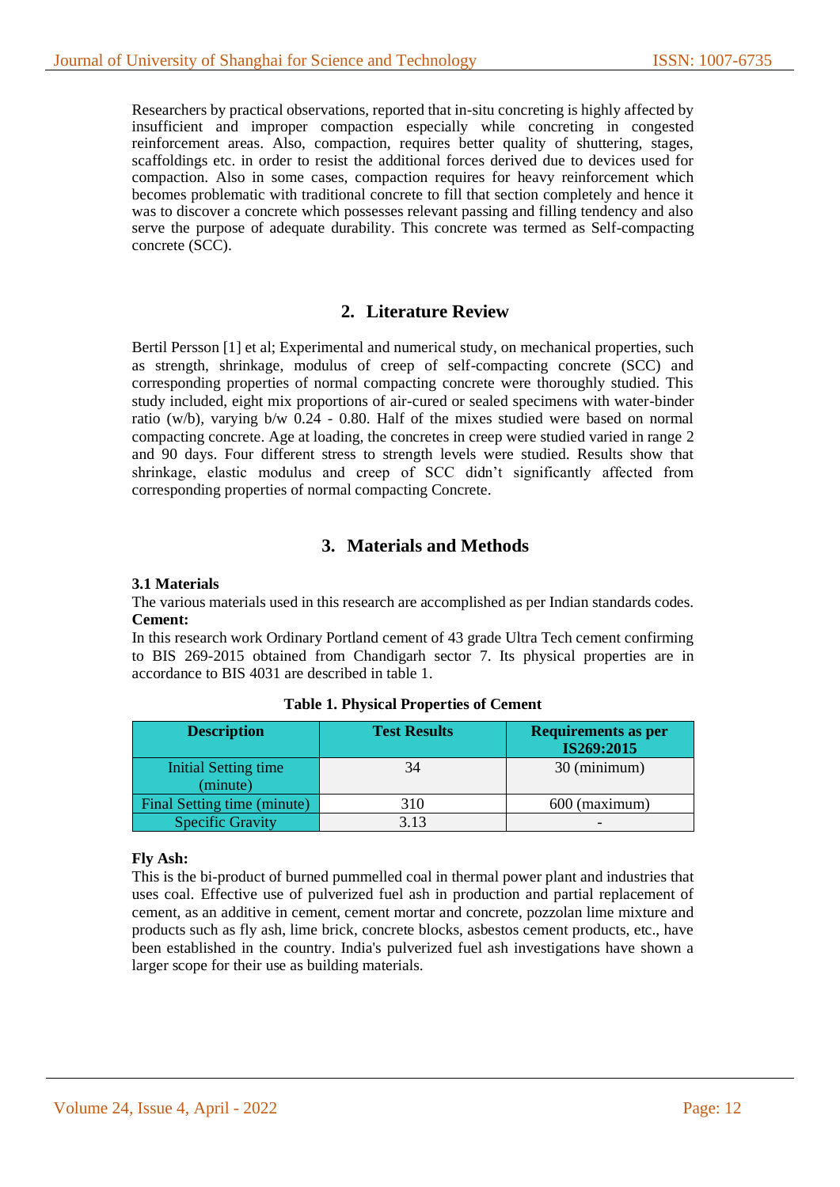Researchers by practical observations, reported that in-situ concreting is highly affected by insufficient and improper compaction especially while concreting in congested reinforcement areas. Also, compaction, requires better quality of shuttering, stages, scaffoldings etc. in order to resist the additional forces derived due to devices used for compaction. Also in some cases, compaction requires for heavy reinforcement which becomes problematic with traditional concrete to fill that section completely and hence it was to discover a concrete which possesses relevant passing and filling tendency and also serve the purpose of adequate durability. This concrete was termed as Self-compacting concrete (SCC).

## 2. Literature Review

Bertil Persson [1] et al; Experimental and numerical study, on mechanical properties, such as strength, shrinkage, modulus of creep of self-compacting concrete (SCC) and corresponding properties of normal compacting concrete were thoroughly studied. This study included, eight mix proportions of air-cured or sealed specimens with water-binder ratio (w/b), varying b/w 0.24 - 0.80. Half of the mixes studied were based on normal compacting concrete. Age at loading, the concretes in creep were studied varied in range 2 and 90 days. Four different stress to strength levels were studied. Results show that shrinkage, elastic modulus and creep of SCC didn't significantly affected from corresponding properties of normal compacting Concrete.

## 3. Materials and Methods

### 3.1 Materials

The various materials used in this research are accomplished as per Indian standards codes.

**Cement:**

In this research work Ordinary Portland cement of 43 grade Ultra Tech cement confirming to BIS 269-2015 obtained from Chandigarh sector 7. Its physical properties are in accordance to BIS 4031 are described in table 1.

**Table 1. Physical Properties of Cement**

| Description | Test Results | Requirements as per IS269:2015 |
|---|---|---|
| Initial Setting time (minute) | 34 | 30 (minimum) |
| Final Setting time (minute) | 310 | 600 (maximum) |
| Specific Gravity | 3.13 | - |

**Fly Ash:**

This is the bi-product of burned pummelled coal in thermal power plant and industries that uses coal. Effective use of pulverized fuel ash in production and partial replacement of cement, as an additive in cement, cement mortar and concrete, pozzolan lime mixture and products such as fly ash, lime brick, concrete blocks, asbestos cement products, etc., have been established in the country. India's pulverized fuel ash investigations have shown a larger scope for their use as building materials.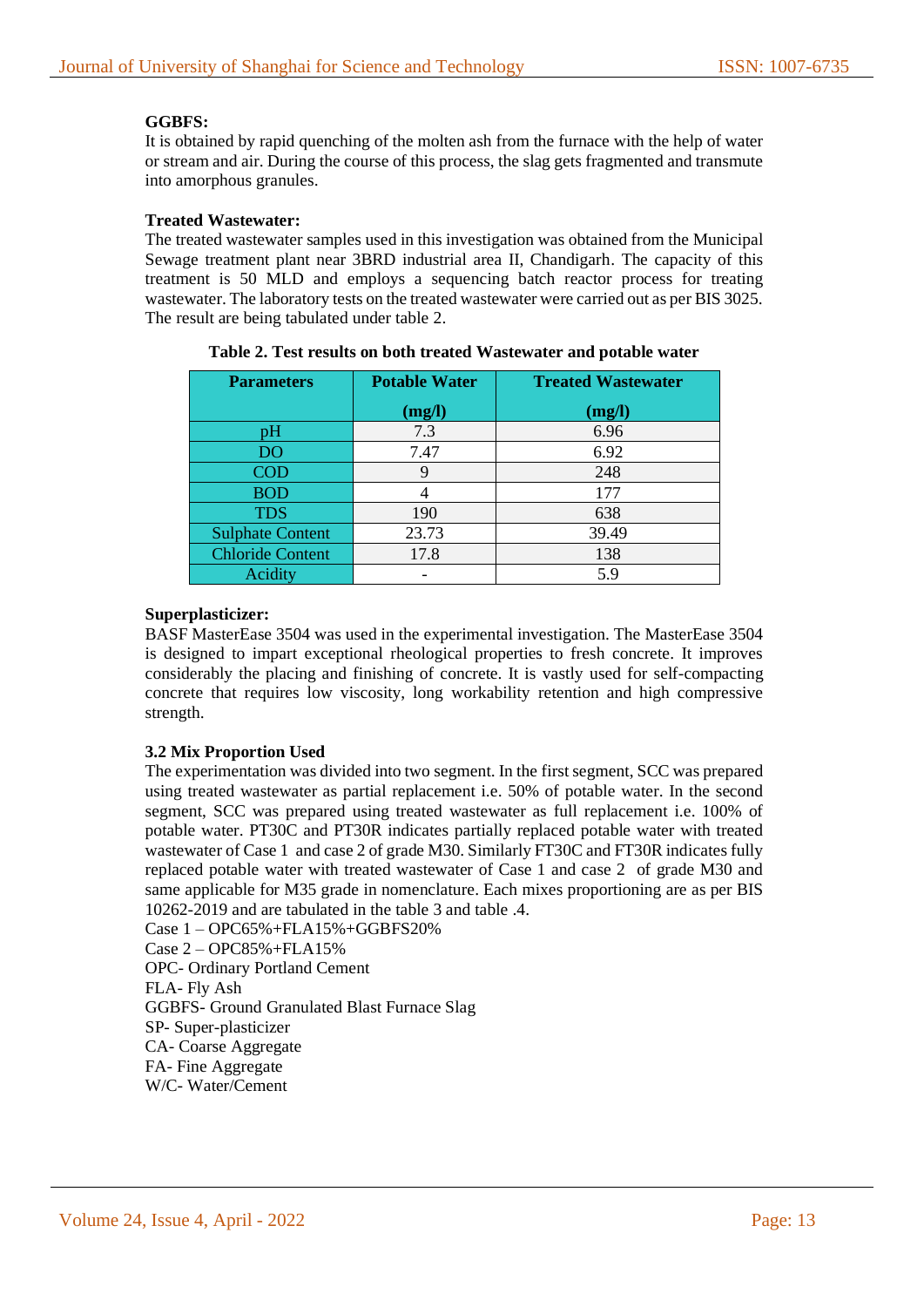**GGBFS:**

It is obtained by rapid quenching of the molten ash from the furnace with the help of water or stream and air. During the course of this process, the slag gets fragmented and transmute into amorphous granules.

**Treated Wastewater:**

The treated wastewater samples used in this investigation was obtained from the Municipal Sewage treatment plant near 3BRD industrial area II, Chandigarh. The capacity of this treatment is 50 MLD and employs a sequencing batch reactor process for treating wastewater. The laboratory tests on the treated wastewater were carried out as per BIS 3025. The result are being tabulated under table 2.

**Table 2. Test results on both treated Wastewater and potable water**

| Parameters | Potable Water (mg/l) | Treated Wastewater (mg/l) |
|---|---|---|
| pH | 7.3 | 6.96 |
| DO | 7.47 | 6.92 |
| COD | 9 | 248 |
| BOD | 4 | 177 |
| TDS | 190 | 638 |
| Sulphate Content | 23.73 | 39.49 |
| Chloride Content | 17.8 | 138 |
| Acidity | - | 5.9 |

**Superplasticizer:**

BASF MasterEase 3504 was used in the experimental investigation. The MasterEase 3504 is designed to impart exceptional rheological properties to fresh concrete. It improves considerably the placing and finishing of concrete. It is vastly used for self-compacting concrete that requires low viscosity, long workability retention and high compressive strength.

**3.2 Mix Proportion Used**

The experimentation was divided into two segment. In the first segment, SCC was prepared using treated wastewater as partial replacement i.e. 50% of potable water. In the second segment, SCC was prepared using treated wastewater as full replacement i.e. 100% of potable water. PT30C and PT30R indicates partially replaced potable water with treated wastewater of Case 1 and case 2 of grade M30. Similarly FT30C and FT30R indicates fully replaced potable water with treated wastewater of Case 1 and case 2 of grade M30 and same applicable for M35 grade in nomenclature. Each mixes proportioning are as per BIS 10262-2019 and are tabulated in the table 3 and table .4.

Case 1 – OPC65%+FLA15%+GGBFS20%

Case 2 – OPC85%+FLA15%

OPC- Ordinary Portland Cement

FLA- Fly Ash

GGBFS- Ground Granulated Blast Furnace Slag

SP- Super-plasticizer

CA- Coarse Aggregate

FA- Fine Aggregate

W/C- Water/Cement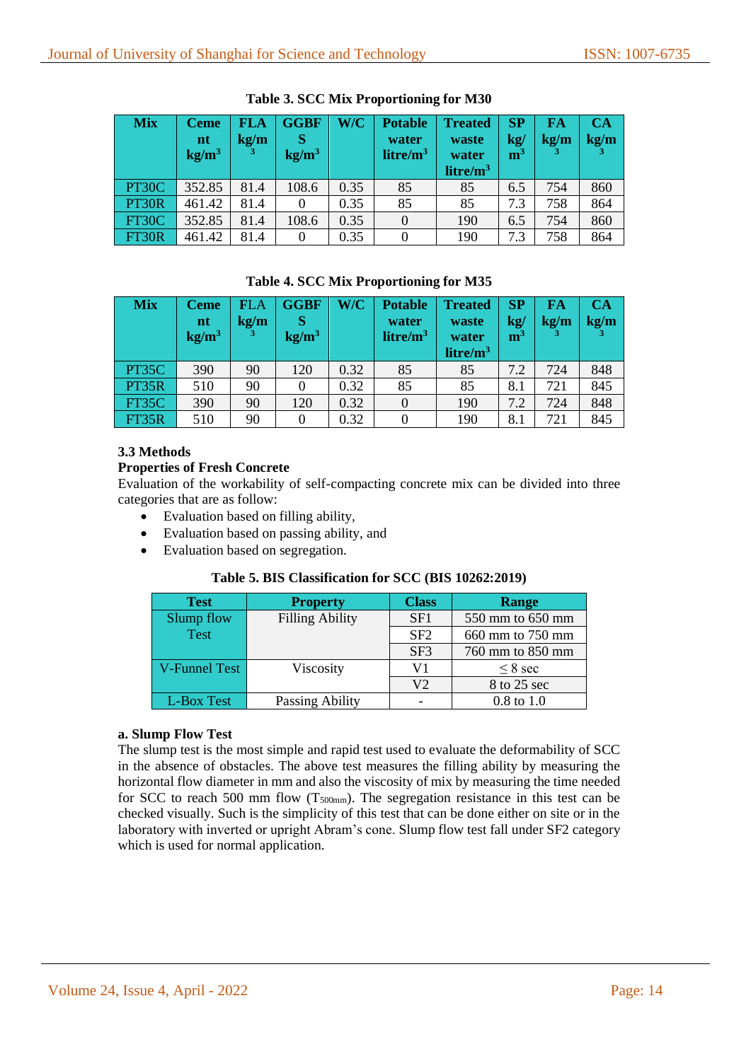**Table 3. SCC Mix Proportioning for M30**

| Mix | Cement kg/m$^3$ | FLA kg/m$^3$ | GGBFS kg/m$^3$ | W/C | Potable water litre/m$^3$ | Treated waste water litre/m$^3$ | SP kg/m$^3$ | FA kg/m$^3$ | CA kg/m$^3$ |
|---|---|---|---|---|---|---|---|---|---|
| PT30C | 352.85 | 81.4 | 108.6 | 0.35 | 85 | 85 | 6.5 | 754 | 860 |
| PT30R | 461.42 | 81.4 | 0 | 0.35 | 85 | 85 | 7.3 | 758 | 864 |
| FT30C | 352.85 | 81.4 | 108.6 | 0.35 | 0 | 190 | 6.5 | 754 | 860 |
| FT30R | 461.42 | 81.4 | 0 | 0.35 | 0 | 190 | 7.3 | 758 | 864 |

**Table 4. SCC Mix Proportioning for M35**

| Mix | Cement kg/m$^3$ | FLA kg/m$^3$ | GGBFS kg/m$^3$ | W/C | Potable water litre/m$^3$ | Treated waste water litre/m$^3$ | SP kg/m$^3$ | FA kg/m$^3$ | CA kg/m$^3$ |
|---|---|---|---|---|---|---|---|---|---|
| PT35C | 390 | 90 | 120 | 0.32 | 85 | 85 | 7.2 | 724 | 848 |
| PT35R | 510 | 90 | 0 | 0.32 | 85 | 85 | 8.1 | 721 | 845 |
| FT35C | 390 | 90 | 120 | 0.32 | 0 | 190 | 7.2 | 724 | 848 |
| FT35R | 510 | 90 | 0 | 0.32 | 0 | 190 | 8.1 | 721 | 845 |

### 3.3 Methods

**Properties of Fresh Concrete**

Evaluation of the workability of self-compacting concrete mix can be divided into three categories that are as follow:

- Evaluation based on filling ability,
- Evaluation based on passing ability, and
- Evaluation based on segregation.

**Table 5. BIS Classification for SCC (BIS 10262:2019)**

| Test | Property | Class | Range |
|---|---|---|---|
| Slump flow Test | Filling Ability | SF1 | 550 mm to 650 mm |
| | | SF2 | 660 mm to 750 mm |
| | | SF3 | 760 mm to 850 mm |
| V-Funnel Test | Viscosity | V1 | ≤ 8 sec |
| | | V2 | 8 to 25 sec |
| L-Box Test | Passing Ability | - | 0.8 to 1.0 |

**a. Slump Flow Test**

The slump test is the most simple and rapid test used to evaluate the deformability of SCC in the absence of obstacles. The above test measures the filling ability by measuring the horizontal flow diameter in mm and also the viscosity of mix by measuring the time needed for SCC to reach 500 mm flow ($T_{500mm}$). The segregation resistance in this test can be checked visually. Such is the simplicity of this test that can be done either on site or in the laboratory with inverted or upright Abram's cone. Slump flow test fall under SF2 category which is used for normal application.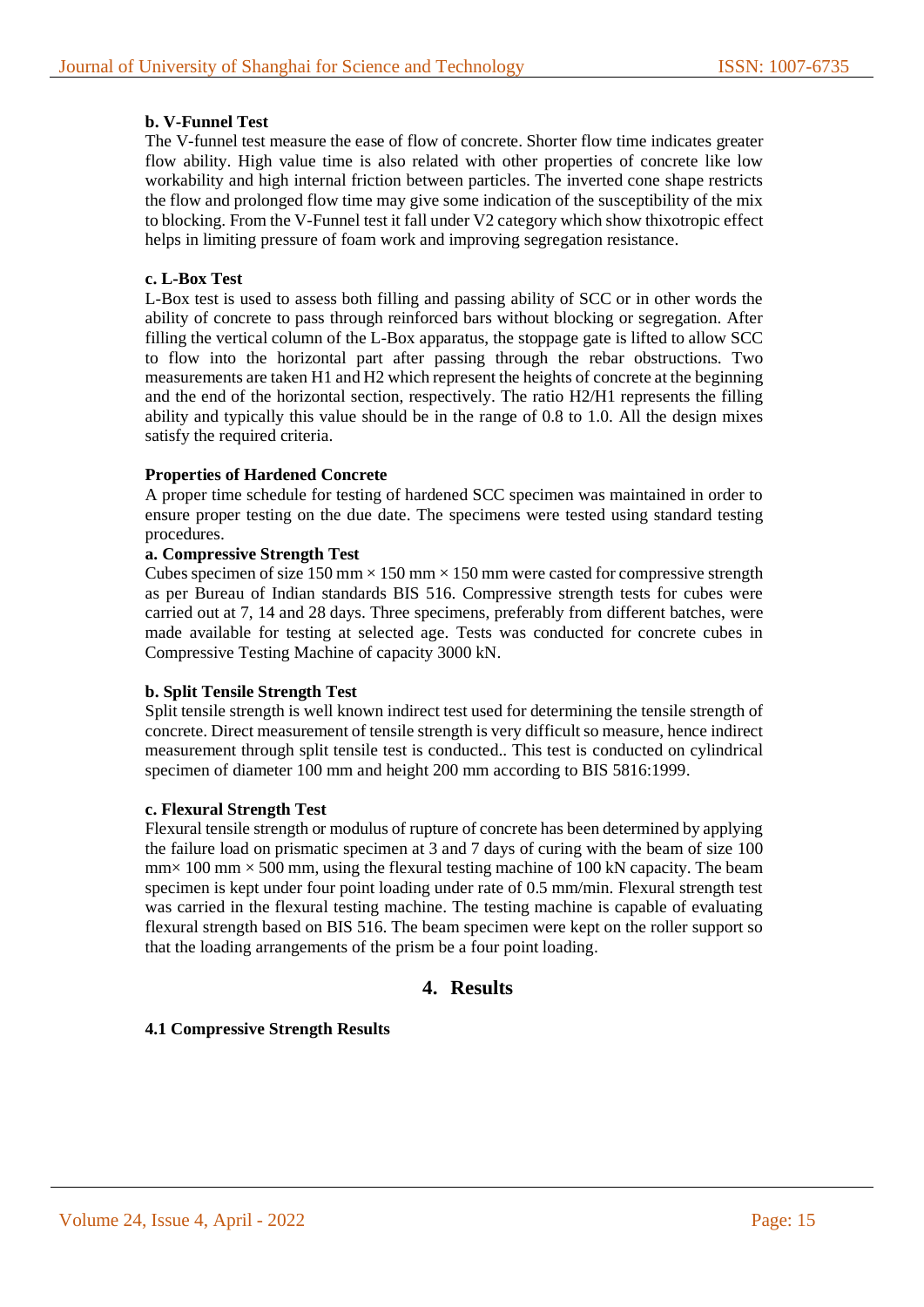**b. V-Funnel Test**

The V-funnel test measure the ease of flow of concrete. Shorter flow time indicates greater flow ability. High value time is also related with other properties of concrete like low workability and high internal friction between particles. The inverted cone shape restricts the flow and prolonged flow time may give some indication of the susceptibility of the mix to blocking. From the V-Funnel test it fall under V2 category which show thixotropic effect helps in limiting pressure of foam work and improving segregation resistance.

**c. L-Box Test**

L-Box test is used to assess both filling and passing ability of SCC or in other words the ability of concrete to pass through reinforced bars without blocking or segregation. After filling the vertical column of the L-Box apparatus, the stoppage gate is lifted to allow SCC to flow into the horizontal part after passing through the rebar obstructions. Two measurements are taken H1 and H2 which represent the heights of concrete at the beginning and the end of the horizontal section, respectively. The ratio H2/H1 represents the filling ability and typically this value should be in the range of 0.8 to 1.0. All the design mixes satisfy the required criteria.

**Properties of Hardened Concrete**

A proper time schedule for testing of hardened SCC specimen was maintained in order to ensure proper testing on the due date. The specimens were tested using standard testing procedures.

**a. Compressive Strength Test**

Cubes specimen of size 150 mm × 150 mm × 150 mm were casted for compressive strength as per Bureau of Indian standards BIS 516. Compressive strength tests for cubes were carried out at 7, 14 and 28 days. Three specimens, preferably from different batches, were made available for testing at selected age. Tests was conducted for concrete cubes in Compressive Testing Machine of capacity 3000 kN.

**b. Split Tensile Strength Test**

Split tensile strength is well known indirect test used for determining the tensile strength of concrete. Direct measurement of tensile strength is very difficult so measure, hence indirect measurement through split tensile test is conducted.. This test is conducted on cylindrical specimen of diameter 100 mm and height 200 mm according to BIS 5816:1999.

**c. Flexural Strength Test**

Flexural tensile strength or modulus of rupture of concrete has been determined by applying the failure load on prismatic specimen at 3 and 7 days of curing with the beam of size 100 mm× 100 mm × 500 mm, using the flexural testing machine of 100 kN capacity. The beam specimen is kept under four point loading under rate of 0.5 mm/min. Flexural strength test was carried in the flexural testing machine. The testing machine is capable of evaluating flexural strength based on BIS 516. The beam specimen were kept on the roller support so that the loading arrangements of the prism be a four point loading.

## 4. Results

**4.1 Compressive Strength Results**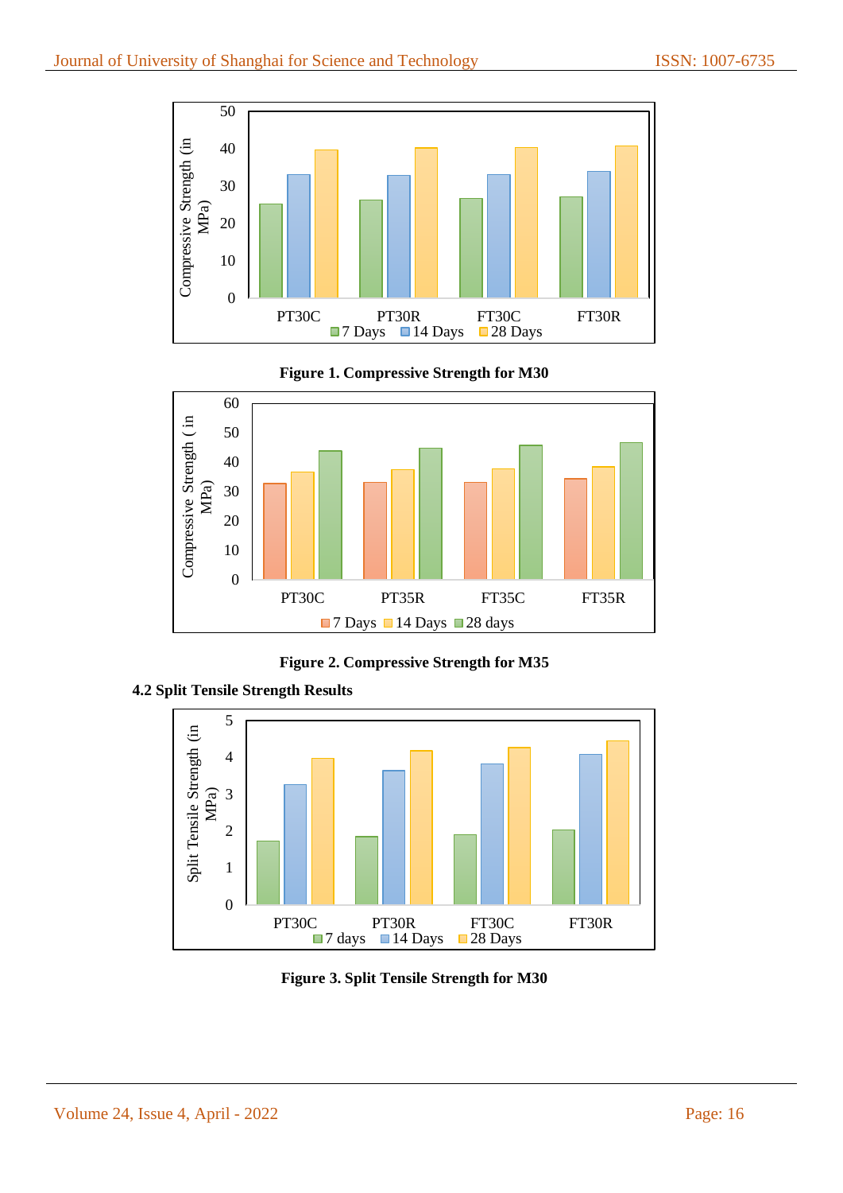Figure 1. Compressive Strength for M30

Figure 2. Compressive Strength for M35

**4.2 Split Tensile Strength Results**

Figure 3. Split Tensile Strength for M30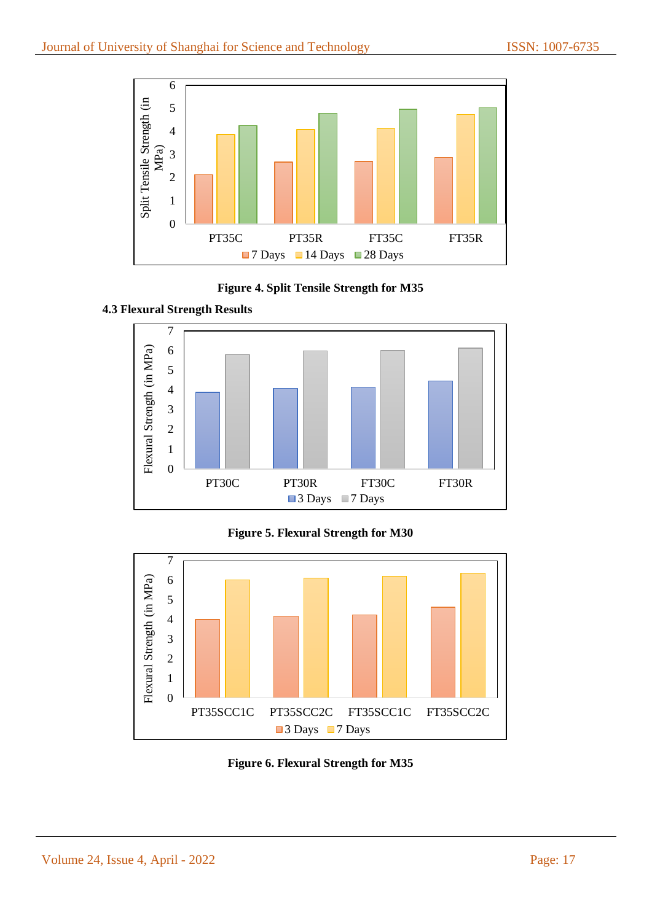Figure 4. Split Tensile Strength for M35

### 4.3 Flexural Strength Results

Figure 5. Flexural Strength for M30

Figure 6. Flexural Strength for M35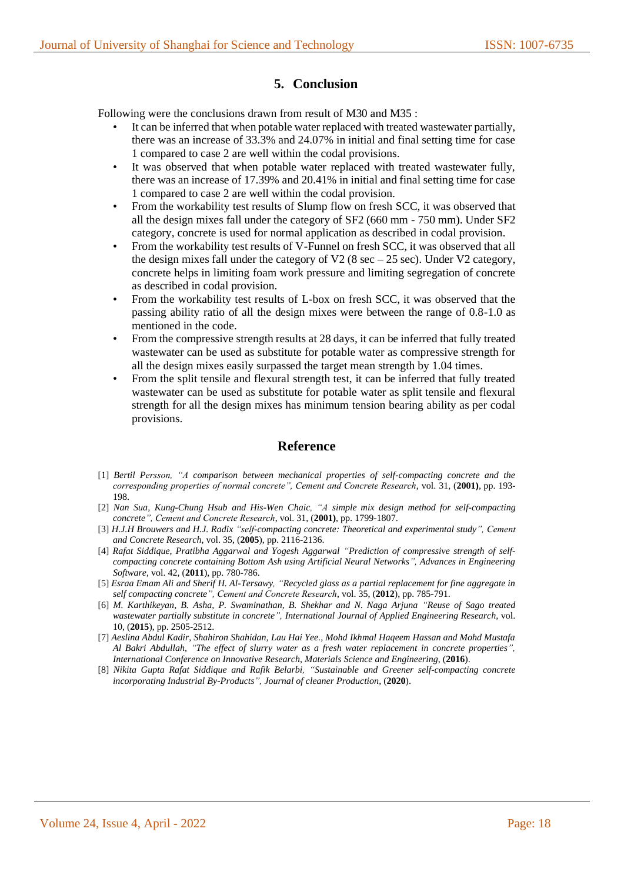## 5. Conclusion

Following were the conclusions drawn from result of M30 and M35 :

- It can be inferred that when potable water replaced with treated wastewater partially, there was an increase of 33.3% and 24.07% in initial and final setting time for case 1 compared to case 2 are well within the codal provisions.
- It was observed that when potable water replaced with treated wastewater fully, there was an increase of 17.39% and 20.41% in initial and final setting time for case 1 compared to case 2 are well within the codal provision.
- From the workability test results of Slump flow on fresh SCC, it was observed that all the design mixes fall under the category of SF2 (660 mm - 750 mm). Under SF2 category, concrete is used for normal application as described in codal provision.
- From the workability test results of V-Funnel on fresh SCC, it was observed that all the design mixes fall under the category of V2 (8 sec – 25 sec). Under V2 category, concrete helps in limiting foam work pressure and limiting segregation of concrete as described in codal provision.
- From the workability test results of L-box on fresh SCC, it was observed that the passing ability ratio of all the design mixes were between the range of 0.8-1.0 as mentioned in the code.
- From the compressive strength results at 28 days, it can be inferred that fully treated wastewater can be used as substitute for potable water as compressive strength for all the design mixes easily surpassed the target mean strength by 1.04 times.
- From the split tensile and flexural strength test, it can be inferred that fully treated wastewater can be used as substitute for potable water as split tensile and flexural strength for all the design mixes has minimum tension bearing ability as per codal provisions.

## Reference

[1] *Bertil Persson, "A comparison between mechanical properties of self-compacting concrete and the corresponding properties of normal concrete", Cement and Concrete Research*, vol. 31, (**2001)**, pp. 193-198.

[2] *Nan Sua, Kung-Chung Hsub and His-Wen Chaic, "A simple mix design method for self-compacting concrete", Cement and Concrete Research*, vol. 31, (**2001)**, pp. 1799-1807.

[3] *H.J.H Brouwers and H.J. Radix "self-compacting concrete: Theoretical and experimental study", Cement and Concrete Research*, vol. 35, (**2005**), pp. 2116-2136.

[4] *Rafat Siddique, Pratibha Aggarwal and Yogesh Aggarwal "Prediction of compressive strength of self-compacting concrete containing Bottom Ash using Artificial Neural Networks", Advances in Engineering Software*, vol. 42, (**2011**), pp. 780-786.

[5] *Esraa Emam Ali and Sherif H. Al-Tersawy, "Recycled glass as a partial replacement for fine aggregate in self compacting concrete", Cement and Concrete Research*, vol. 35, (**2012**), pp. 785-791.

[6] *M. Karthikeyan, B. Asha, P. Swaminathan, B. Shekhar and N. Naga Arjuna "Reuse of Sago treated wastewater partially substitute in concrete", International Journal of Applied Engineering Research*, vol. 10, (**2015**), pp. 2505-2512.

[7] *Aeslina Abdul Kadir, Shahiron Shahidan, Lau Hai Yee., Mohd Ikhmal Haqeem Hassan and Mohd Mustafa Al Bakri Abdullah, "The effect of slurry water as a fresh water replacement in concrete properties", International Conference on Innovative Research, Materials Science and Engineering*, (**2016**).

[8] *Nikita Gupta Rafat Siddique and Rafik Belarbi, "Sustainable and Greener self-compacting concrete incorporating Industrial By-Products", Journal of cleaner Production*, (**2020**).